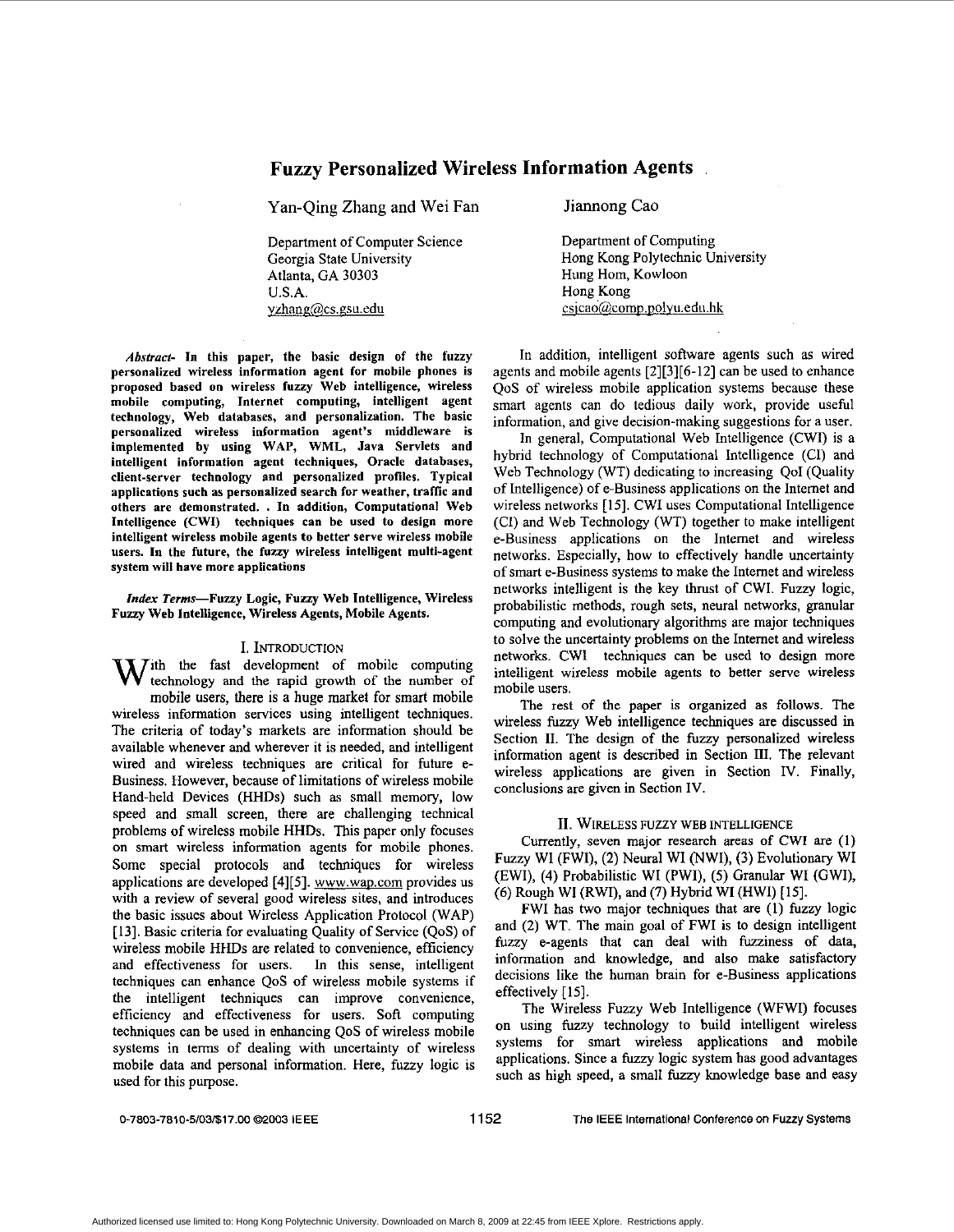# Fuzzy Personalized Wireless Information Agents

Yan-Qing Zhang and Wei Fan

Department of Computer Science
Georgia State University
Atlanta, GA 30303
U.S.A.
yzhang@cs.gsu.edu

Jiannong Cao

Department of Computing
Hong Kong Polytechnic University
Hung Hom, Kowloon
Hong Kong
csjcao@comp.polyu.edu.hk

***Abstract*- In this paper, the basic design of the fuzzy personalized wireless information agent for mobile phones is proposed based on wireless fuzzy Web intelligence, wireless mobile computing, Internet computing, intelligent agent technology, Web databases, and personalization. The basic personalized wireless information agent's middleware is implemented by using WAP, WML, Java Servlets and intelligent information agent techniques, Oracle databases, client-server technology and personalized profiles. Typical applications such as personalized search for weather, traffic and others are demonstrated. . In addition, Computational Web Intelligence (CWI) techniques can be used to design more intelligent wireless mobile agents to better serve wireless mobile users. In the future, the fuzzy wireless intelligent multi-agent system will have more applications**

***Index Terms*—Fuzzy Logic, Fuzzy Web Intelligence, Wireless Fuzzy Web Intelligence, Wireless Agents, Mobile Agents.**

## I. Introduction

With the fast development of mobile computing technology and the rapid growth of the number of mobile users, there is a huge market for smart mobile wireless information services using intelligent techniques. The criteria of today's markets are information should be available whenever and wherever it is needed, and intelligent wired and wireless techniques are critical for future e-Business. However, because of limitations of wireless mobile Hand-held Devices (HHDs) such as small memory, low speed and small screen, there are challenging technical problems of wireless mobile HHDs. This paper only focuses on smart wireless information agents for mobile phones. Some special protocols and techniques for wireless applications are developed [4][5]. www.wap.com provides us with a review of several good wireless sites, and introduces the basic issues about Wireless Application Protocol (WAP) [13]. Basic criteria for evaluating Quality of Service (QoS) of wireless mobile HHDs are related to convenience, efficiency and effectiveness for users. In this sense, intelligent techniques can enhance QoS of wireless mobile systems if the intelligent techniques can improve convenience, efficiency and effectiveness for users. Soft computing techniques can be used in enhancing QoS of wireless mobile systems in terms of dealing with uncertainty of wireless mobile data and personal information. Here, fuzzy logic is used for this purpose.

In addition, intelligent software agents such as wired agents and mobile agents [2][3][6-12] can be used to enhance QoS of wireless mobile application systems because these smart agents can do tedious daily work, provide useful information, and give decision-making suggestions for a user.

In general, Computational Web Intelligence (CWI) is a hybrid technology of Computational Intelligence (CI) and Web Technology (WT) dedicating to increasing QoI (Quality of Intelligence) of e-Business applications on the Internet and wireless networks [15]. CWI uses Computational Intelligence (CI) and Web Technology (WT) together to make intelligent e-Business applications on the Internet and wireless networks. Especially, how to effectively handle uncertainty of smart e-Business systems to make the Internet and wireless networks intelligent is the key thrust of CWI. Fuzzy logic, probabilistic methods, rough sets, neural networks, granular computing and evolutionary algorithms are major techniques to solve the uncertainty problems on the Internet and wireless networks. CWI techniques can be used to design more intelligent wireless mobile agents to better serve wireless mobile users.

The rest of the paper is organized as follows. The wireless fuzzy Web intelligence techniques are discussed in Section II. The design of the fuzzy personalized wireless information agent is described in Section III. The relevant wireless applications are given in Section IV. Finally, conclusions are given in Section IV.

## II. Wireless Fuzzy Web Intelligence

Currently, seven major research areas of CWI are (1) Fuzzy WI (FWI), (2) Neural WI (NWI), (3) Evolutionary WI (EWI), (4) Probabilistic WI (PWI), (5) Granular WI (GWI), (6) Rough WI (RWI), and (7) Hybrid WI (HWI) [15].

FWI has two major techniques that are (1) fuzzy logic and (2) WT. The main goal of FWI is to design intelligent fuzzy e-agents that can deal with fuzziness of data, information and knowledge, and also make satisfactory decisions like the human brain for e-Business applications effectively [15].

The Wireless Fuzzy Web Intelligence (WFWI) focuses on using fuzzy technology to build intelligent wireless systems for smart wireless applications and mobile applications. Since a fuzzy logic system has good advantages such as high speed, a small fuzzy knowledge base and easy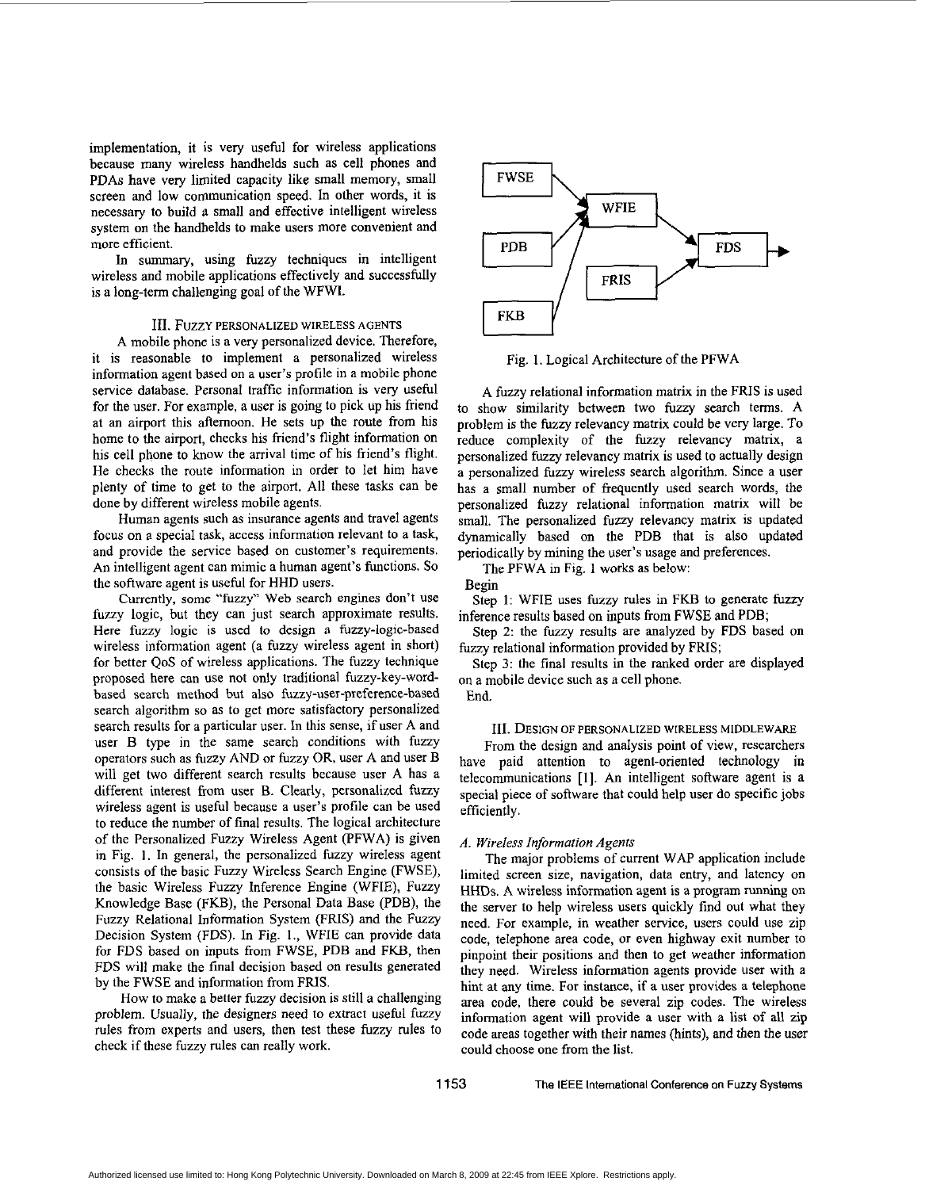implementation, it is very useful for wireless applications because many wireless handhelds such as cell phones and PDAs have very limited capacity like small memory, small screen and low communication speed. In other words, it is necessary to build a small and effective intelligent wireless system on the handhelds to make users more convenient and more efficient.

In summary, using fuzzy techniques in intelligent wireless and mobile applications effectively and successfully is a long-term challenging goal of the WFWI.

## III. Fuzzy Personalized Wireless Agents

A mobile phone is a very personalized device. Therefore, it is reasonable to implement a personalized wireless information agent based on a user's profile in a mobile phone service database. Personal traffic information is very useful for the user. For example, a user is going to pick up his friend at an airport this afternoon. He sets up the route from his home to the airport, checks his friend's flight information on his cell phone to know the arrival time of his friend's flight. He checks the route information in order to let him have plenty of time to get to the airport. All these tasks can be done by different wireless mobile agents.

Human agents such as insurance agents and travel agents focus on a special task, access information relevant to a task, and provide the service based on customer's requirements. An intelligent agent can mimic a human agent's functions. So the software agent is useful for HHD users.

Currently, some "fuzzy" Web search engines don't use fuzzy logic, but they can just search approximate results. Here fuzzy logic is used to design a fuzzy-logic-based wireless information agent (a fuzzy wireless agent in short) for better QoS of wireless applications. The fuzzy technique proposed here can use not only traditional fuzzy-key-word-based search method but also fuzzy-user-preference-based search algorithm so as to get more satisfactory personalized search results for a particular user. In this sense, if user A and user B type in the same search conditions with fuzzy operators such as fuzzy AND or fuzzy OR, user A and user B will get two different search results because user A has a different interest from user B. Clearly, personalized fuzzy wireless agent is useful because a user's profile can be used to reduce the number of final results. The logical architecture of the Personalized Fuzzy Wireless Agent (PFWA) is given in Fig. 1. In general, the personalized fuzzy wireless agent consists of the basic Fuzzy Wireless Search Engine (FWSE), the basic Wireless Fuzzy Inference Engine (WFIE), Fuzzy Knowledge Base (FKB), the Personal Data Base (PDB), the Fuzzy Relational Information System (FRIS) and the Fuzzy Decision System (FDS). In Fig. 1., WFIE can provide data for FDS based on inputs from FWSE, PDB and FKB, then FDS will make the final decision based on results generated by the FWSE and information from FRIS.

How to make a better fuzzy decision is still a challenging problem. Usually, the designers need to extract useful fuzzy rules from experts and users, then test these fuzzy rules to check if these fuzzy rules can really work.

FWSE, PDB, FKB → WFIE; WFIE, FRIS → FDS →

Fig. 1. Logical Architecture of the PFWA

A fuzzy relational information matrix in the FRIS is used to show similarity between two fuzzy search terms. A problem is the fuzzy relevancy matrix could be very large. To reduce complexity of the fuzzy relevancy matrix, a personalized fuzzy relevancy matrix is used to actually design a personalized fuzzy wireless search algorithm. Since a user has a small number of frequently used search words, the personalized fuzzy relational information matrix will be small. The personalized fuzzy relevancy matrix is updated dynamically based on the PDB that is also updated periodically by mining the user's usage and preferences.

The PFWA in Fig. 1 works as below:

Begin

Step 1: WFIE uses fuzzy rules in FKB to generate fuzzy inference results based on inputs from FWSE and PDB;

Step 2: the fuzzy results are analyzed by FDS based on fuzzy relational information provided by FRIS;

Step 3: the final results in the ranked order are displayed on a mobile device such as a cell phone.

End.

## III. Design of Personalized Wireless Middleware

From the design and analysis point of view, researchers have paid attention to agent-oriented technology in telecommunications [1]. An intelligent software agent is a special piece of software that could help user do specific jobs efficiently.

### *A. Wireless Information Agents*

The major problems of current WAP application include limited screen size, navigation, data entry, and latency on HHDs. A wireless information agent is a program running on the server to help wireless users quickly find out what they need. For example, in weather service, users could use zip code, telephone area code, or even highway exit number to pinpoint their positions and then to get weather information they need. Wireless information agents provide user with a hint at any time. For instance, if a user provides a telephone area code, there could be several zip codes. The wireless information agent will provide a user with a list of all zip code areas together with their names (hints), and then the user could choose one from the list.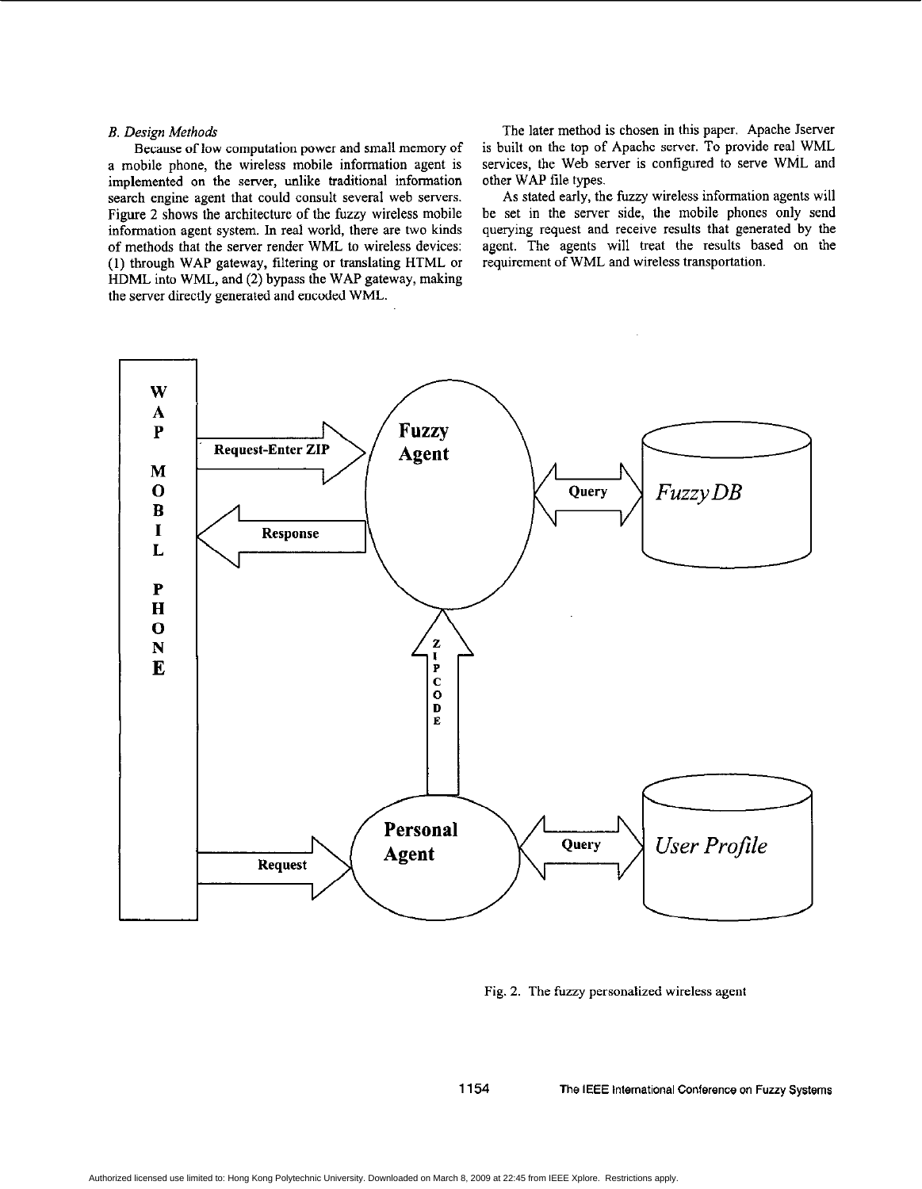### *B. Design Methods*

Because of low computation power and small memory of a mobile phone, the wireless mobile information agent is implemented on the server, unlike traditional information search engine agent that could consult several web servers. Figure 2 shows the architecture of the fuzzy wireless mobile information agent system. In real world, there are two kinds of methods that the server render WML to wireless devices: (1) through WAP gateway, filtering or translating HTML or HDML into WML, and (2) bypass the WAP gateway, making the server directly generated and encoded WML.

The later method is chosen in this paper. Apache Jserver is built on the top of Apache server. To provide real WML services, the Web server is configured to serve WML and other WAP file types.

As stated early, the fuzzy wireless information agents will be set in the server side, the mobile phones only send querying request and receive results that generated by the agent. The agents will treat the results based on the requirement of WML and wireless transportation.

Fig. 2. The fuzzy personalized wireless agent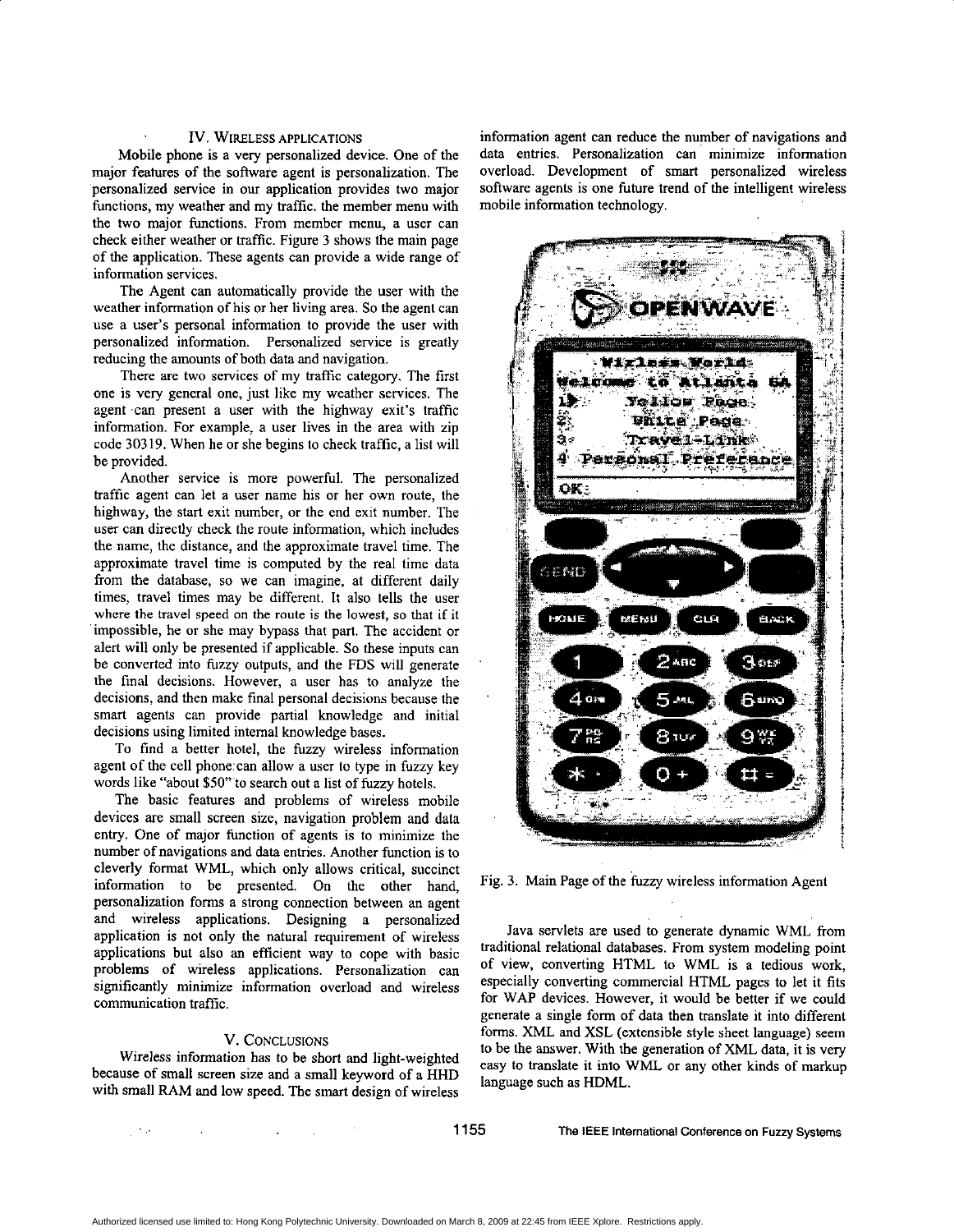## IV. Wireless Applications

Mobile phone is a very personalized device. One of the major features of the software agent is personalization. The personalized service in our application provides two major functions, my weather and my traffic. the member menu with the two major functions. From member menu, a user can check either weather or traffic. Figure 3 shows the main page of the application. These agents can provide a wide range of information services.

The Agent can automatically provide the user with the weather information of his or her living area. So the agent can use a user's personal information to provide the user with personalized information. Personalized service is greatly reducing the amounts of both data and navigation.

There are two services of my traffic category. The first one is very general one, just like my weather services. The agent can present a user with the highway exit's traffic information. For example, a user lives in the area with zip code 30319. When he or she begins to check traffic, a list will be provided.

Another service is more powerful. The personalized traffic agent can let a user name his or her own route, the highway, the start exit number, or the end exit number. The user can directly check the route information, which includes the name, the distance, and the approximate travel time. The approximate travel time is computed by the real time data from the database, so we can imagine, at different daily times, travel times may be different. It also tells the user where the travel speed on the route is the lowest, so that if it impossible, he or she may bypass that part. The accident or alert will only be presented if applicable. So these inputs can be converted into fuzzy outputs, and the FDS will generate the final decisions. However, a user has to analyze the decisions, and then make final personal decisions because the smart agents can provide partial knowledge and initial decisions using limited internal knowledge bases.

To find a better hotel, the fuzzy wireless information agent of the cell phone can allow a user to type in fuzzy key words like "about $50" to search out a list of fuzzy hotels.

The basic features and problems of wireless mobile devices are small screen size, navigation problem and data entry. One of major function of agents is to minimize the number of navigations and data entries. Another function is to cleverly format WML, which only allows critical, succinct information to be presented. On the other hand, personalization forms a strong connection between an agent and wireless applications. Designing a personalized application is not only the natural requirement of wireless applications but also an efficient way to cope with basic problems of wireless applications. Personalization can significantly minimize information overload and wireless communication traffic.

## V. Conclusions

Wireless information has to be short and light-weighted because of small screen size and a small keyword of a HHD with small RAM and low speed. The smart design of wireless information agent can reduce the number of navigations and data entries. Personalization can minimize information overload. Development of smart personalized wireless software agents is one future trend of the intelligent wireless mobile information technology.

OPENWAVE
Wireless World
Welcome to Atlanta GA
1 Yellow Page
2 White Page
3 Travel-Link
4 Personal Preference
OK

Fig. 3. Main Page of the fuzzy wireless information Agent

Java servlets are used to generate dynamic WML from traditional relational databases. From system modeling point of view, converting HTML to WML is a tedious work, especially converting commercial HTML pages to let it fits for WAP devices. However, it would be better if we could generate a single form of data then translate it into different forms. XML and XSL (extensible style sheet language) seem to be the answer. With the generation of XML data, it is very easy to translate it into WML or any other kinds of markup language such as HDML.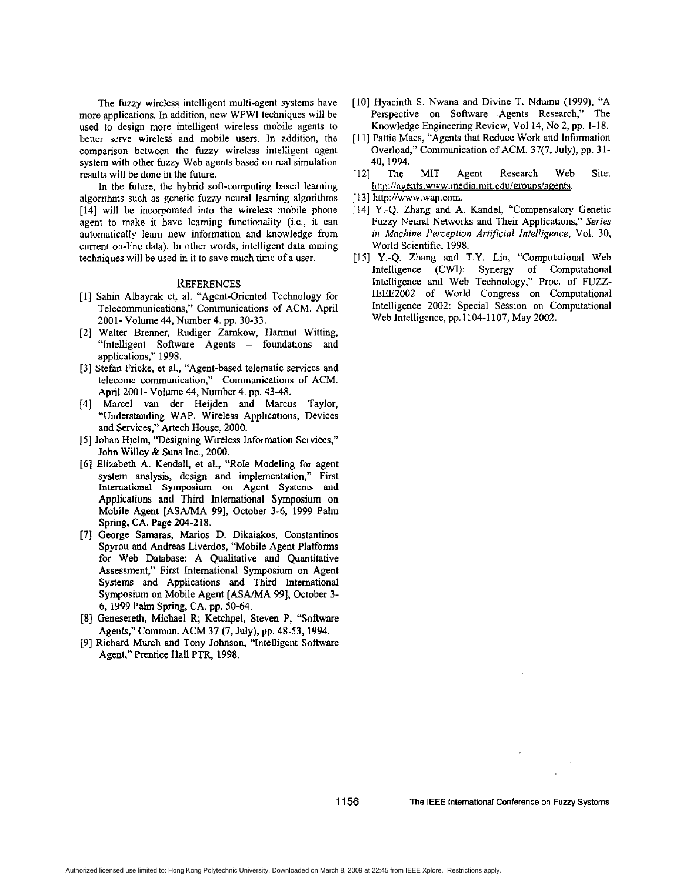The fuzzy wireless intelligent multi-agent systems have more applications. In addition, new WFWI techniques will be used to design more intelligent wireless mobile agents to better serve wireless and mobile users. In addition, the comparison between the fuzzy wireless intelligent agent system with other fuzzy Web agents based on real simulation results will be done in the future.

In the future, the hybrid soft-computing based learning algorithms such as genetic fuzzy neural learning algorithms [14] will be incorporated into the wireless mobile phone agent to make it have learning functionality (i.e., it can automatically learn new information and knowledge from current on-line data). In other words, intelligent data mining techniques will be used in it to save much time of a user.

## REFERENCES

[1] Sahin Albayrak et, al. "Agent-Oriented Technology for Telecommunications," Communications of ACM. April 2001- Volume 44, Number 4. pp. 30-33.

[2] Walter Brenner, Rudiger Zarnkow, Harmut Witting, "Intelligent Software Agents – foundations and applications," 1998.

[3] Stefan Fricke, et al., "Agent-based telematic services and telecome communication," Communications of ACM. April 2001- Volume 44, Number 4. pp. 43-48.

[4] Marcel van der Heijden and Marcus Taylor, "Understanding WAP. Wireless Applications, Devices and Services," Artech House, 2000.

[5] Johan Hjelm, "Designing Wireless Information Services," John Willey & Suns Inc., 2000.

[6] Elizabeth A. Kendall, et al., "Role Modeling for agent system analysis, design and implementation," First International Symposium on Agent Systems and Applications and Third International Symposium on Mobile Agent [ASA/MA 99], October 3-6, 1999 Palm Spring, CA. Page 204-218.

[7] George Samaras, Marios D. Dikaiakos, Constantinos Spyrou and Andreas Liverdos, "Mobile Agent Platforms for Web Database: A Qualitative and Quantitative Assessment," First International Symposium on Agent Systems and Applications and Third International Symposium on Mobile Agent [ASA/MA 99], October 3-6, 1999 Palm Spring, CA. pp. 50-64.

[8] Genesereth, Michael R; Ketchpel, Steven P, "Software Agents," Commun. ACM 37 (7, July), pp. 48-53, 1994.

[9] Richard Murch and Tony Johnson, "Intelligent Software Agent," Prentice Hall PTR, 1998.

[10] Hyacinth S. Nwana and Divine T. Ndumu (1999), "A Perspective on Software Agents Research," The Knowledge Engineering Review, Vol 14, No 2, pp. 1-18.

[11] Pattie Maes, "Agents that Reduce Work and Information Overload," Communication of ACM. 37(7, July), pp. 31-40, 1994.

[12] The MIT Agent Research Web Site: http://agents.www.media.mit.edu/groups/agents.

[13] http://www.wap.com.

[14] Y.-Q. Zhang and A. Kandel, "Compensatory Genetic Fuzzy Neural Networks and Their Applications," *Series in Machine Perception Artificial Intelligence*, Vol. 30, World Scientific, 1998.

[15] Y.-Q. Zhang and T.Y. Lin, "Computational Web Intelligence (CWI): Synergy of Computational Intelligence and Web Technology," Proc. of FUZZ-IEEE2002 of World Congress on Computational Intelligence 2002: Special Session on Computational Web Intelligence, pp.1104-1107, May 2002.